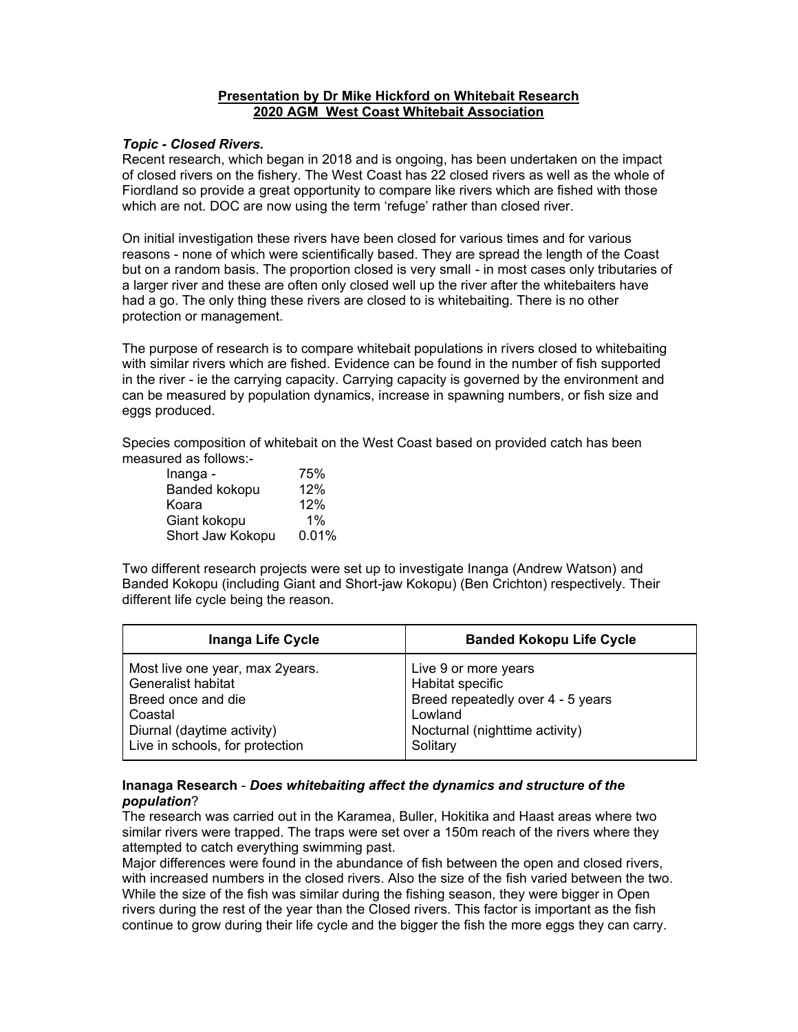# Presentation by Dr Mike Hickford on Whitebait Research
## 2020 AGM West Coast Whitebait Association

***Topic - Closed Rivers.***

Recent research, which began in 2018 and is ongoing, has been undertaken on the impact of closed rivers on the fishery. The West Coast has 22 closed rivers as well as the whole of Fiordland so provide a great opportunity to compare like rivers which are fished with those which are not. DOC are now using the term 'refuge' rather than closed river.

On initial investigation these rivers have been closed for various times and for various reasons - none of which were scientifically based. They are spread the length of the Coast but on a random basis. The proportion closed is very small - in most cases only tributaries of a larger river and these are often only closed well up the river after the whitebaiters have had a go. The only thing these rivers are closed to is whitebaiting. There is no other protection or management.

The purpose of research is to compare whitebait populations in rivers closed to whitebaiting with similar rivers which are fished. Evidence can be found in the number of fish supported in the river - ie the carrying capacity. Carrying capacity is governed by the environment and can be measured by population dynamics, increase in spawning numbers, or fish size and eggs produced.

Species composition of whitebait on the West Coast based on provided catch has been measured as follows:-

| | |
|---|---|
| Inanga - | 75% |
| Banded kokopu | 12% |
| Koara | 12% |
| Giant kokopu | 1% |
| Short Jaw Kokopu | 0.01% |

Two different research projects were set up to investigate Inanga (Andrew Watson) and Banded Kokopu (including Giant and Short-jaw Kokopu) (Ben Crichton) respectively. Their different life cycle being the reason.

| Inanga Life Cycle | Banded Kokopu Life Cycle |
|---|---|
| Most live one year, max 2years.<br>Generalist habitat<br>Breed once and die<br>Coastal<br>Diurnal (daytime activity)<br>Live in schools, for protection | Live 9 or more years<br>Habitat specific<br>Breed repeatedly over 4 - 5 years<br>Lowland<br>Nocturnal (nighttime activity)<br>Solitary |

**Inanaga Research** - ***Does whitebaiting affect the dynamics and structure of the population***?

The research was carried out in the Karamea, Buller, Hokitika and Haast areas where two similar rivers were trapped. The traps were set over a 150m reach of the rivers where they attempted to catch everything swimming past.

Major differences were found in the abundance of fish between the open and closed rivers, with increased numbers in the closed rivers. Also the size of the fish varied between the two. While the size of the fish was similar during the fishing season, they were bigger in Open rivers during the rest of the year than the Closed rivers. This factor is important as the fish continue to grow during their life cycle and the bigger the fish the more eggs they can carry.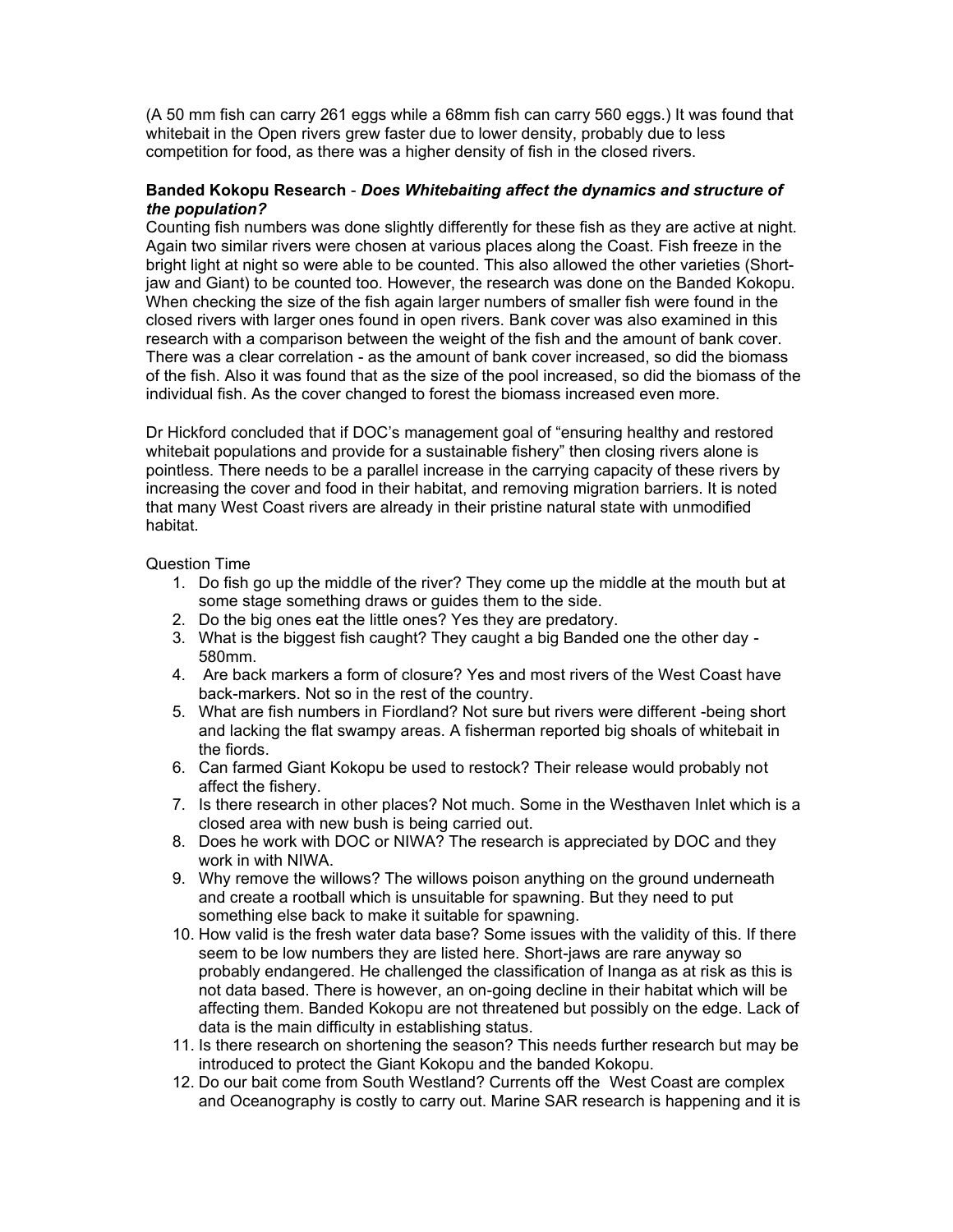(A 50 mm fish can carry 261 eggs while a 68mm fish can carry 560 eggs.) It was found that whitebait in the Open rivers grew faster due to lower density, probably due to less competition for food, as there was a higher density of fish in the closed rivers.

**Banded Kokopu Research** - ***Does Whitebaiting affect the dynamics and structure of the population?***
Counting fish numbers was done slightly differently for these fish as they are active at night. Again two similar rivers were chosen at various places along the Coast. Fish freeze in the bright light at night so were able to be counted. This also allowed the other varieties (Short-jaw and Giant) to be counted too. However, the research was done on the Banded Kokopu. When checking the size of the fish again larger numbers of smaller fish were found in the closed rivers with larger ones found in open rivers. Bank cover was also examined in this research with a comparison between the weight of the fish and the amount of bank cover. There was a clear correlation - as the amount of bank cover increased, so did the biomass of the fish. Also it was found that as the size of the pool increased, so did the biomass of the individual fish. As the cover changed to forest the biomass increased even more.

Dr Hickford concluded that if DOC's management goal of "ensuring healthy and restored whitebait populations and provide for a sustainable fishery" then closing rivers alone is pointless. There needs to be a parallel increase in the carrying capacity of these rivers by increasing the cover and food in their habitat, and removing migration barriers. It is noted that many West Coast rivers are already in their pristine natural state with unmodified habitat.

Question Time

1. Do fish go up the middle of the river? They come up the middle at the mouth but at some stage something draws or guides them to the side.
2. Do the big ones eat the little ones? Yes they are predatory.
3. What is the biggest fish caught? They caught a big Banded one the other day - 580mm.
4. Are back markers a form of closure? Yes and most rivers of the West Coast have back-markers. Not so in the rest of the country.
5. What are fish numbers in Fiordland? Not sure but rivers were different -being short and lacking the flat swampy areas. A fisherman reported big shoals of whitebait in the fiords.
6. Can farmed Giant Kokopu be used to restock? Their release would probably not affect the fishery.
7. Is there research in other places? Not much. Some in the Westhaven Inlet which is a closed area with new bush is being carried out.
8. Does he work with DOC or NIWA? The research is appreciated by DOC and they work in with NIWA.
9. Why remove the willows? The willows poison anything on the ground underneath and create a rootball which is unsuitable for spawning. But they need to put something else back to make it suitable for spawning.
10. How valid is the fresh water data base? Some issues with the validity of this. If there seem to be low numbers they are listed here. Short-jaws are rare anyway so probably endangered. He challenged the classification of Inanga as at risk as this is not data based. There is however, an on-going decline in their habitat which will be affecting them. Banded Kokopu are not threatened but possibly on the edge. Lack of data is the main difficulty in establishing status.
11. Is there research on shortening the season? This needs further research but may be introduced to protect the Giant Kokopu and the banded Kokopu.
12. Do our bait come from South Westland? Currents off the West Coast are complex and Oceanography is costly to carry out. Marine SAR research is happening and it is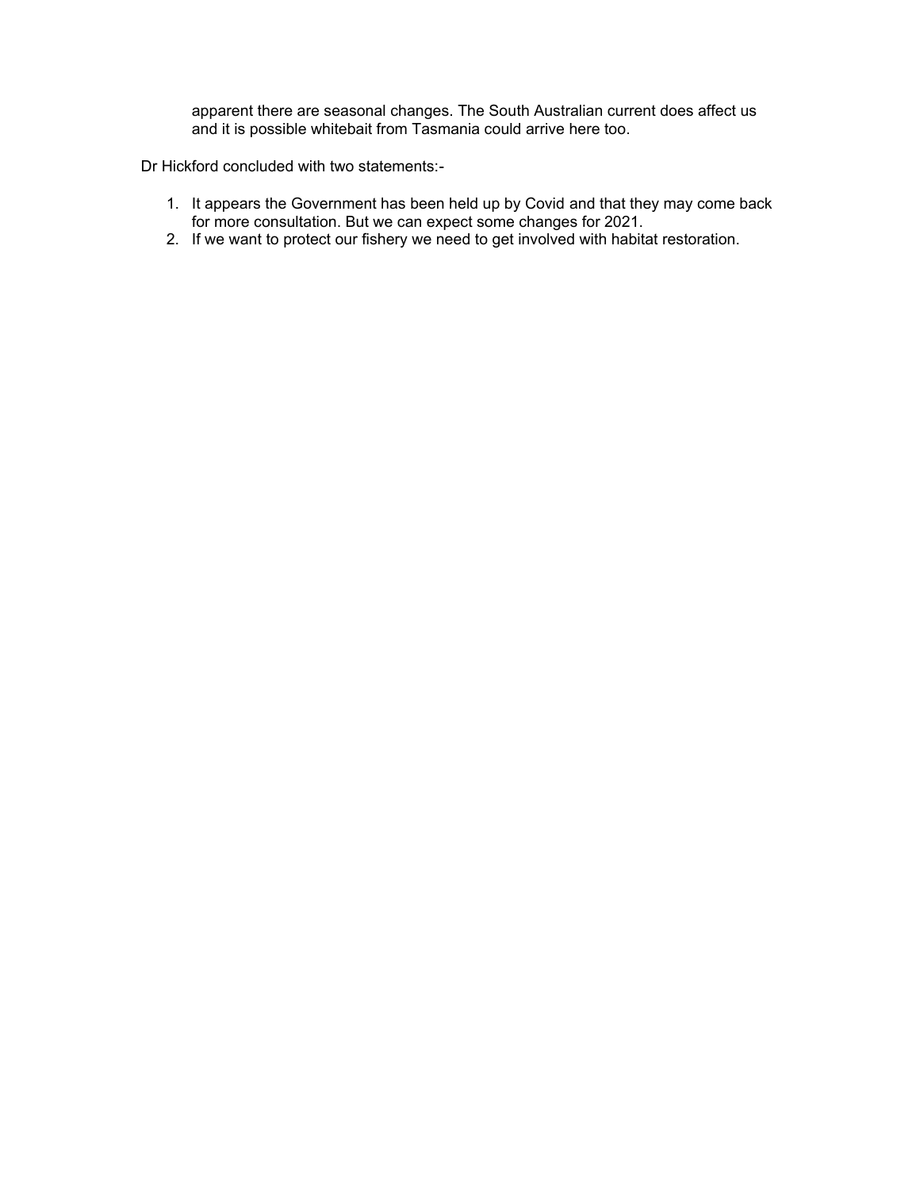apparent there are seasonal changes. The South Australian current does affect us and it is possible whitebait from Tasmania could arrive here too.

Dr Hickford concluded with two statements:-

1. It appears the Government has been held up by Covid and that they may come back for more consultation. But we can expect some changes for 2021.
2. If we want to protect our fishery we need to get involved with habitat restoration.